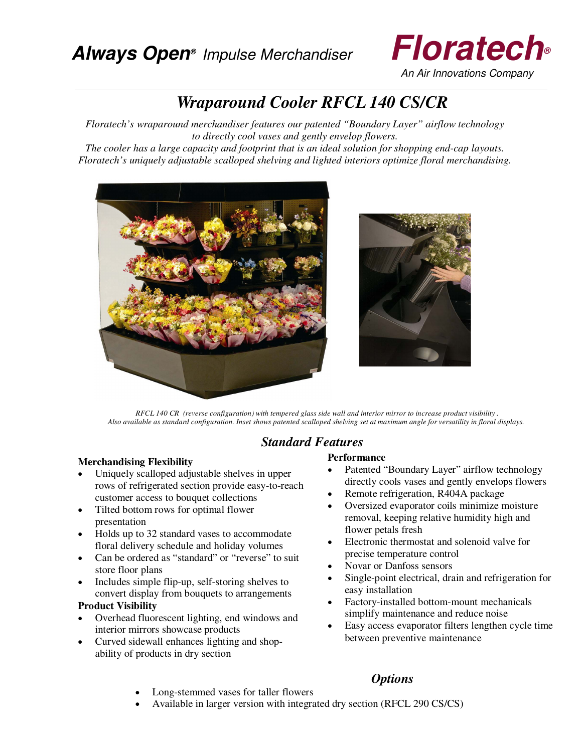**Always Open®** *Impulse Merchandiser*

**Floratech®**
*An Air Innovations Company*

# *Wraparound Cooler RFCL 140 CS/CR*

*Floratech's wraparound merchandiser features our patented "Boundary Layer" airflow technology to directly cool vases and gently envelop flowers.*
*The cooler has a large capacity and footprint that is an ideal solution for shopping end-cap layouts.*
*Floratech's uniquely adjustable scalloped shelving and lighted interiors optimize floral merchandising.*

*RFCL 140 CR (reverse configuration) with tempered glass side wall and interior mirror to increase product visibility.*
*Also available as standard configuration. Inset shows patented scalloped shelving set at maximum angle for versatility in floral displays.*

## *Standard Features*

**Merchandising Flexibility**

- Uniquely scalloped adjustable shelves in upper rows of refrigerated section provide easy-to-reach customer access to bouquet collections
- Tilted bottom rows for optimal flower presentation
- Holds up to 32 standard vases to accommodate floral delivery schedule and holiday volumes
- Can be ordered as "standard" or "reverse" to suit store floor plans
- Includes simple flip-up, self-storing shelves to convert display from bouquets to arrangements

**Product Visibility**

- Overhead fluorescent lighting, end windows and interior mirrors showcase products
- Curved sidewall enhances lighting and shop-ability of products in dry section

**Performance**

- Patented "Boundary Layer" airflow technology directly cools vases and gently envelops flowers
- Remote refrigeration, R404A package
- Oversized evaporator coils minimize moisture removal, keeping relative humidity high and flower petals fresh
- Electronic thermostat and solenoid valve for precise temperature control
- Novar or Danfoss sensors
- Single-point electrical, drain and refrigeration for easy installation
- Factory-installed bottom-mount mechanicals simplify maintenance and reduce noise
- Easy access evaporator filters lengthen cycle time between preventive maintenance

## *Options*

- Long-stemmed vases for taller flowers
- Available in larger version with integrated dry section (RFCL 290 CS/CS)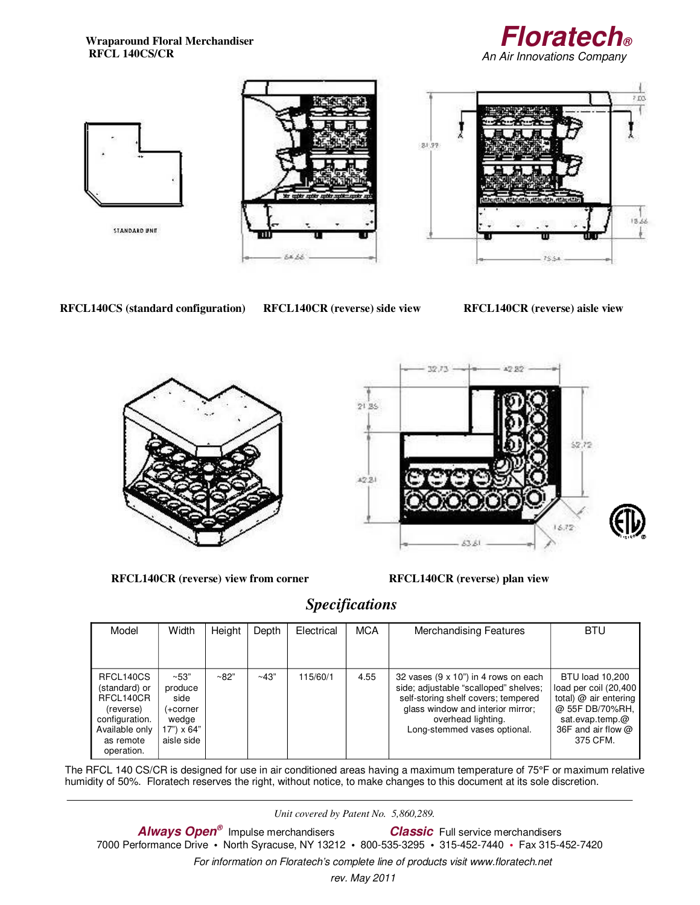**Wraparound Floral Merchandiser**
**RFCL 140CS/CR**

**Floratech®**
*An Air Innovations Company*

STANDARD UNIT

**RFCL140CS (standard configuration)** **RFCL140CR (reverse) side view** **RFCL140CR (reverse) aisle view**

**RFCL140CR (reverse) view from corner** **RFCL140CR (reverse) plan view**

## *Specifications*

| Model | Width | Height | Depth | Electrical | MCA | Merchandising Features | BTU |
|---|---|---|---|---|---|---|---|
| RFCL140CS (standard) or RFCL140CR (reverse) configuration. Available only as remote operation. | ~53" produce side (+corner wedge 17") x 64" aisle side | ~82" | ~43" | 115/60/1 | 4.55 | 32 vases (9 x 10") in 4 rows on each side; adjustable "scalloped" shelves; self-storing shelf covers; tempered glass window and interior mirror; overhead lighting. Long-stemmed vases optional. | BTU load 10,200 load per coil (20,400 total) @ air entering @ 55F DB/70%RH, sat.evap.temp.@ 36F and air flow @ 375 CFM. |

The RFCL 140 CS/CR is designed for use in air conditioned areas having a maximum temperature of 75°F or maximum relative humidity of 50%. Floratech reserves the right, without notice, to make changes to this document at its sole discretion.

---

*Unit covered by Patent No. 5,860,289.*

***Always Open®*** Impulse merchandisers ***Classic*** Full service merchandisers

7000 Performance Drive • North Syracuse, NY 13212 • 800-535-3295 • 315-452-7440 • Fax 315-452-7420

*For information on Floratech's complete line of products visit www.floratech.net*

*rev. May 2011*